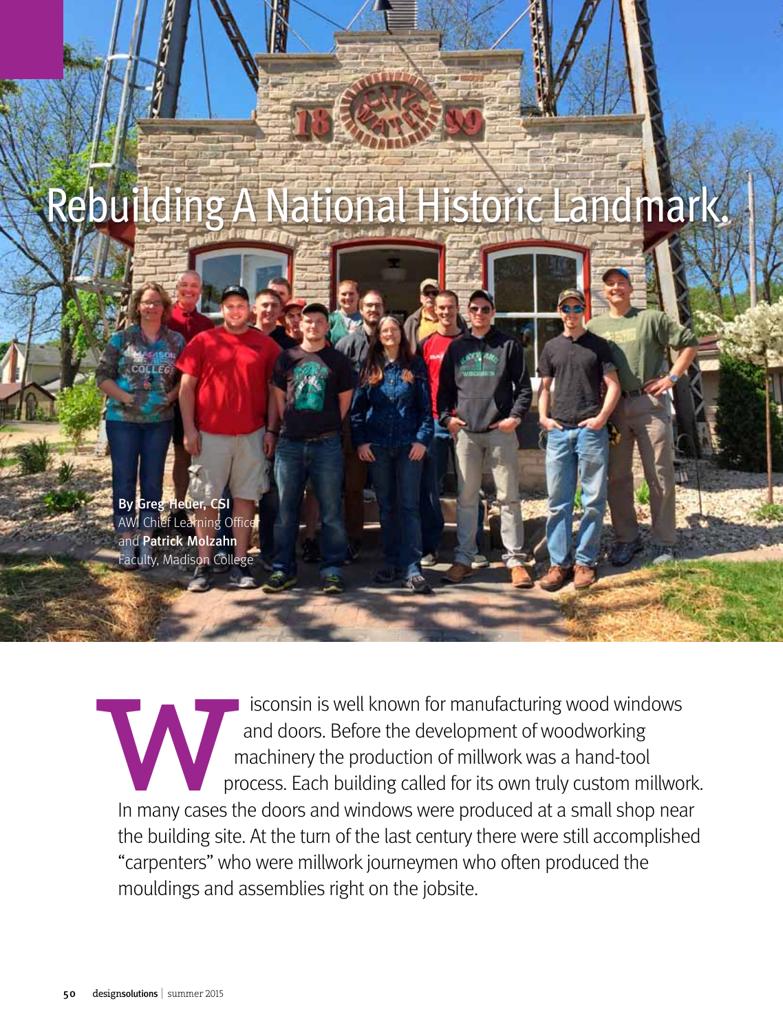# Rebuilding A National Historic Landmark.

By **Greg Heuer, CSI**
AWI Chief Learning Officer
and **Patrick Molzahn**
Faculty, Madison College

Wisconsin is well known for manufacturing wood windows and doors. Before the development of woodworking machinery the production of millwork was a hand-tool process. Each building called for its own truly custom millwork. In many cases the doors and windows were produced at a small shop near the building site. At the turn of the last century there were still accomplished "carpenters" who were millwork journeymen who often produced the mouldings and assemblies right on the jobsite.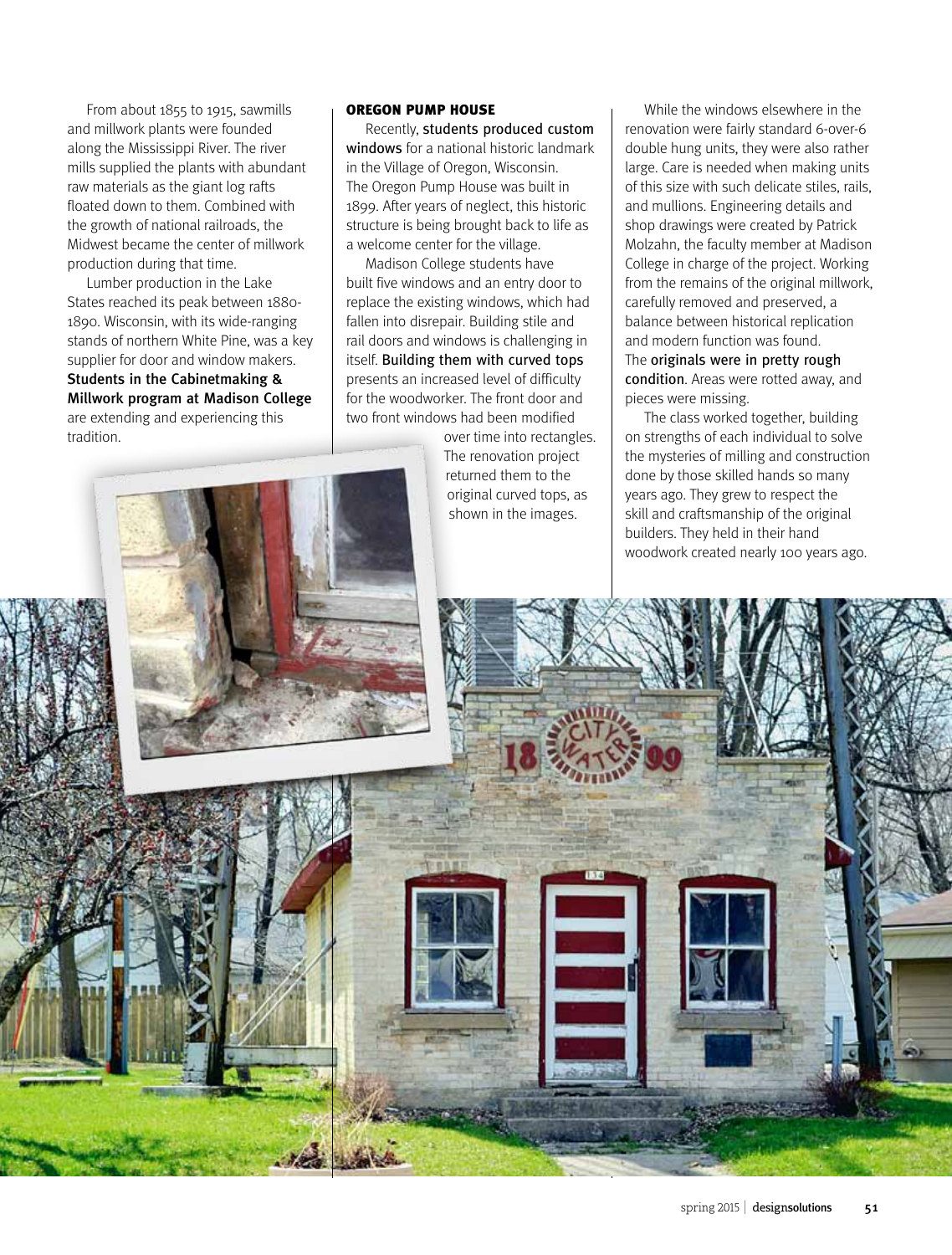From about 1855 to 1915, sawmills and millwork plants were founded along the Mississippi River. The river mills supplied the plants with abundant raw materials as the giant log rafts floated down to them. Combined with the growth of national railroads, the Midwest became the center of millwork production during that time.

Lumber production in the Lake States reached its peak between 1880-1890. Wisconsin, with its wide-ranging stands of northern White Pine, was a key supplier for door and window makers. **Students in the Cabinetmaking & Millwork program at Madison College** are extending and experiencing this tradition.

## OREGON PUMP HOUSE

Recently, **students produced custom windows** for a national historic landmark in the Village of Oregon, Wisconsin. The Oregon Pump House was built in 1899. After years of neglect, this historic structure is being brought back to life as a welcome center for the village.

Madison College students have built five windows and an entry door to replace the existing windows, which had fallen into disrepair. Building stile and rail doors and windows is challenging in itself. **Building them with curved tops** presents an increased level of difficulty for the woodworker. The front door and two front windows had been modified over time into rectangles. The renovation project returned them to the original curved tops, as shown in the images.

While the windows elsewhere in the renovation were fairly standard 6-over-6 double hung units, they were also rather large. Care is needed when making units of this size with such delicate stiles, rails, and mullions. Engineering details and shop drawings were created by Patrick Molzahn, the faculty member at Madison College in charge of the project. Working from the remains of the original millwork, carefully removed and preserved, a balance between historical replication and modern function was found. The **originals were in pretty rough condition**. Areas were rotted away, and pieces were missing.

The class worked together, building on strengths of each individual to solve the mysteries of milling and construction done by those skilled hands so many years ago. They grew to respect the skill and craftsmanship of the original builders. They held in their hand woodwork created nearly 100 years ago.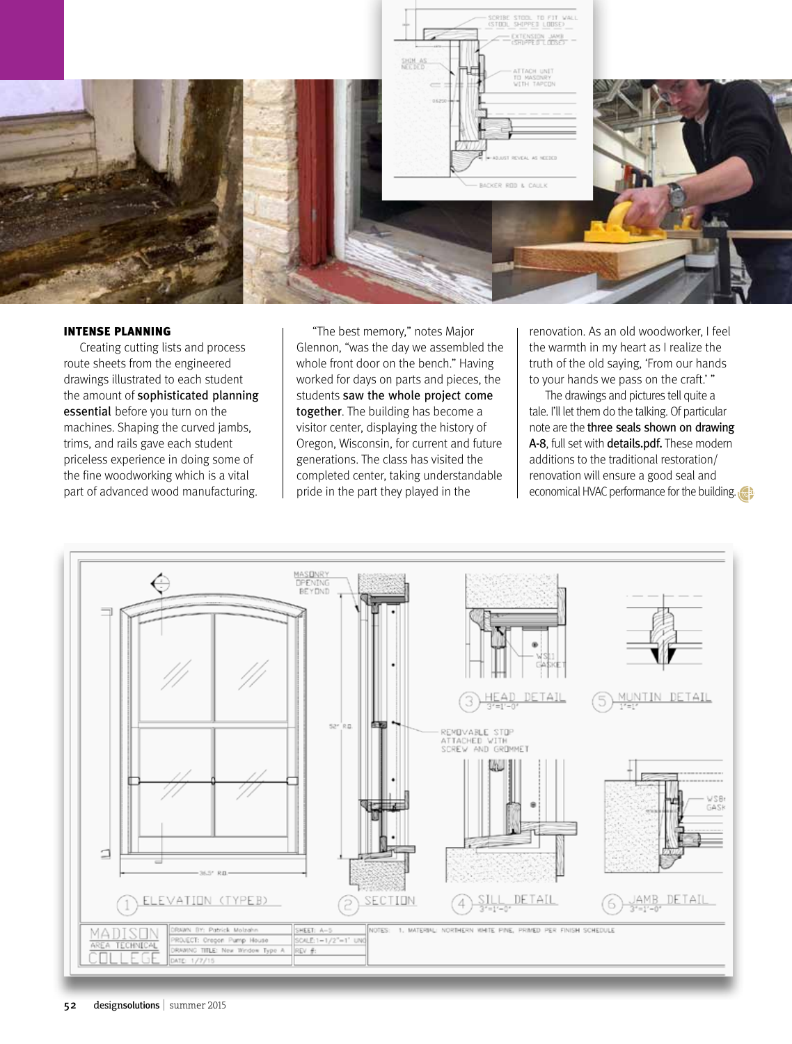## INTENSE PLANNING

Creating cutting lists and process route sheets from the engineered drawings illustrated to each student the amount of **sophisticated planning essential** before you turn on the machines. Shaping the curved jambs, trims, and rails gave each student priceless experience in doing some of the fine woodworking which is a vital part of advanced wood manufacturing.

"The best memory," notes Major Glennon, "was the day we assembled the whole front door on the bench." Having worked for days on parts and pieces, the students **saw the whole project come together**. The building has become a visitor center, displaying the history of Oregon, Wisconsin, for current and future generations. The class has visited the completed center, taking understandable pride in the part they played in the renovation. As an old woodworker, I feel the warmth in my heart as I realize the truth of the old saying, 'From our hands to your hands we pass on the craft.' "

The drawings and pictures tell quite a tale. I'll let them do the talking. Of particular note are the **three seals shown on drawing A-8**, full set with **details.pdf.** These modern additions to the traditional restoration/renovation will ensure a good seal and economical HVAC performance for the building.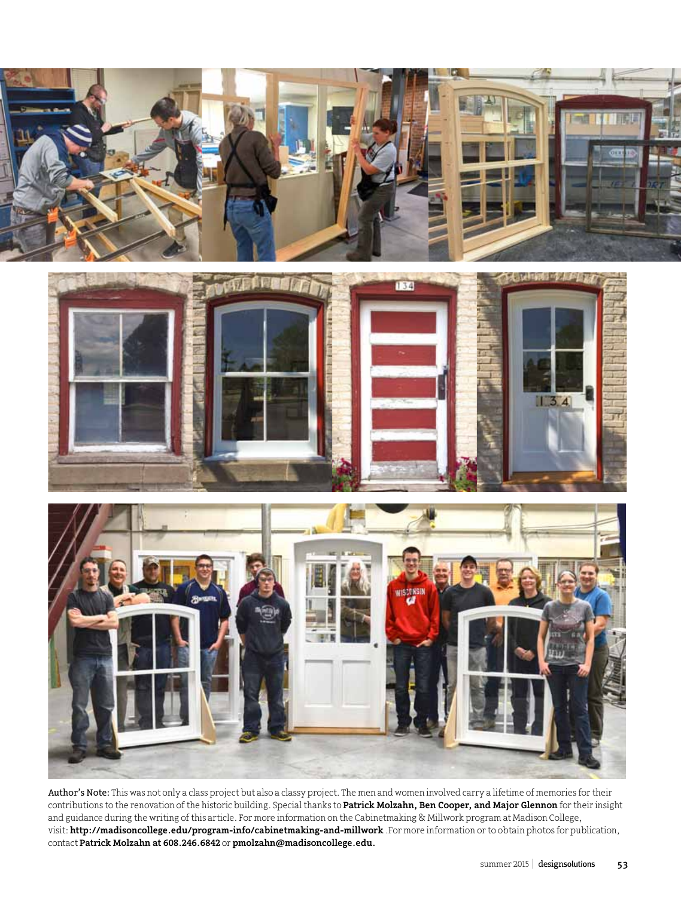**Author's Note:** This was not only a class project but also a classy project. The men and women involved carry a lifetime of memories for their contributions to the renovation of the historic building. Special thanks to **Patrick Molzahn, Ben Cooper, and Major Glennon** for their insight and guidance during the writing of this article. For more information on the Cabinetmaking & Millwork program at Madison College, visit: **http://madisoncollege.edu/program-info/cabinetmaking-and-millwork** .For more information or to obtain photos for publication, contact **Patrick Molzahn at 608.246.6842** or **pmolzahn@madisoncollege.edu.**